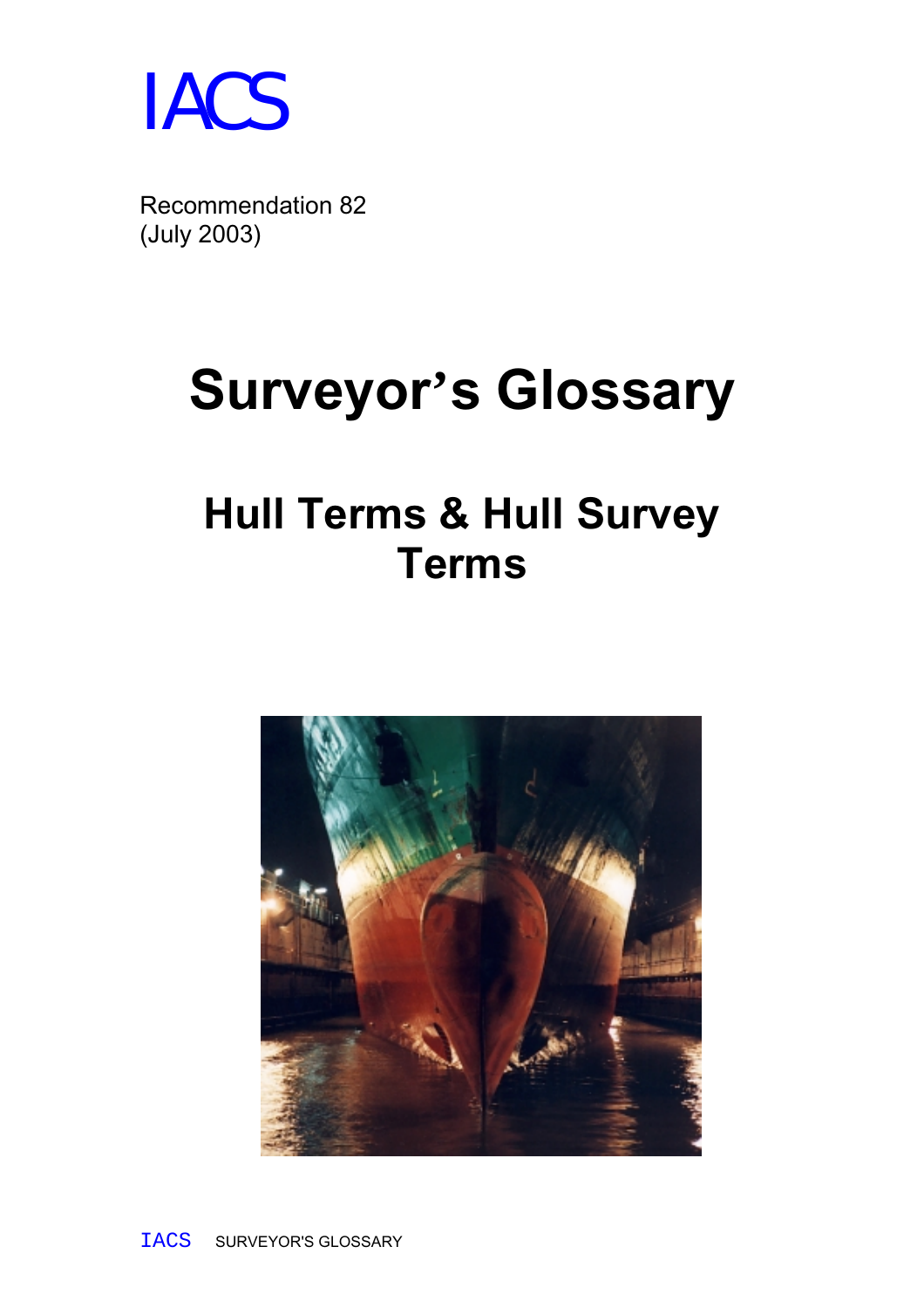IACS

Recommendation 82
(July 2003)

# Surveyor's Glossary

## Hull Terms & Hull Survey Terms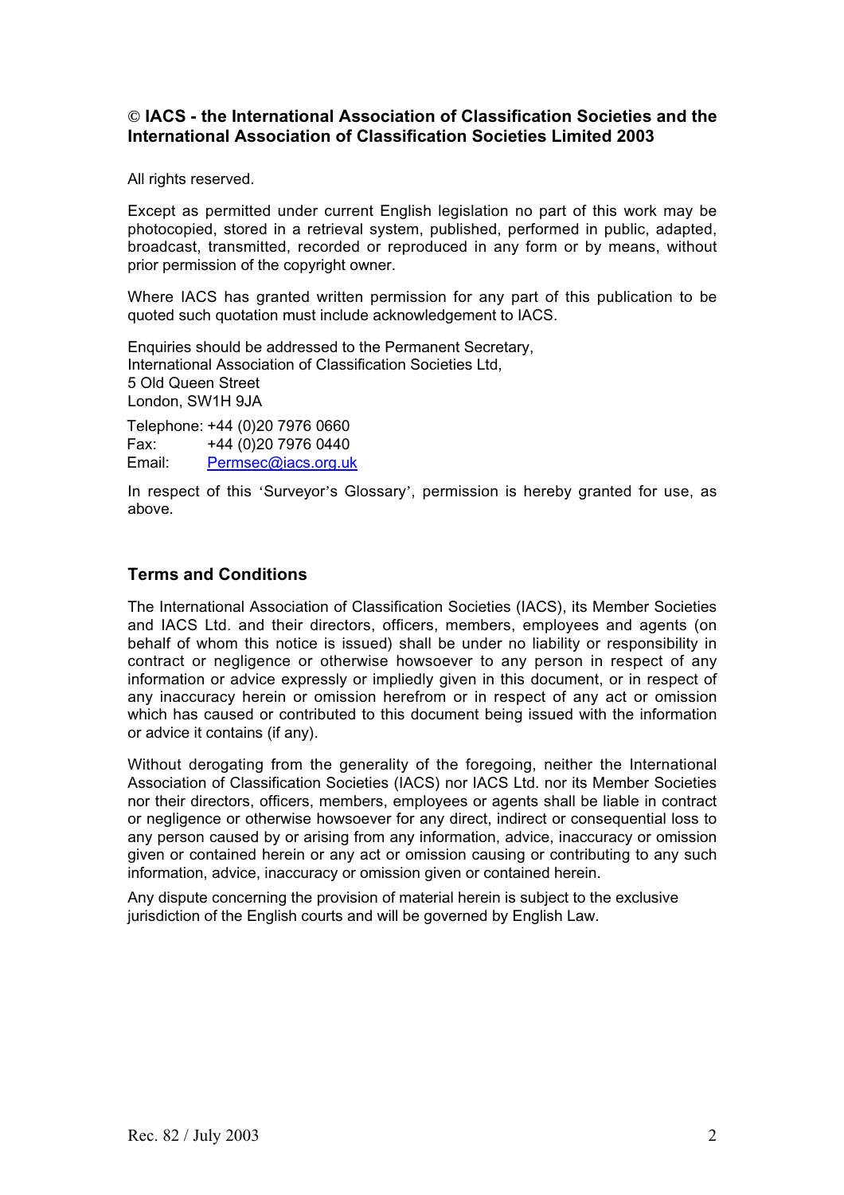**© IACS - the International Association of Classification Societies and the International Association of Classification Societies Limited 2003**

All rights reserved.

Except as permitted under current English legislation no part of this work may be photocopied, stored in a retrieval system, published, performed in public, adapted, broadcast, transmitted, recorded or reproduced in any form or by means, without prior permission of the copyright owner.

Where IACS has granted written permission for any part of this publication to be quoted such quotation must include acknowledgement to IACS.

Enquiries should be addressed to the Permanent Secretary,
International Association of Classification Societies Ltd,
5 Old Queen Street
London, SW1H 9JA

Telephone: +44 (0)20 7976 0660
Fax: +44 (0)20 7976 0440
Email: Permsec@iacs.org.uk

In respect of this 'Surveyor's Glossary', permission is hereby granted for use, as above.

## Terms and Conditions

The International Association of Classification Societies (IACS), its Member Societies and IACS Ltd. and their directors, officers, members, employees and agents (on behalf of whom this notice is issued) shall be under no liability or responsibility in contract or negligence or otherwise howsoever to any person in respect of any information or advice expressly or impliedly given in this document, or in respect of any inaccuracy herein or omission herefrom or in respect of any act or omission which has caused or contributed to this document being issued with the information or advice it contains (if any).

Without derogating from the generality of the foregoing, neither the International Association of Classification Societies (IACS) nor IACS Ltd. nor its Member Societies nor their directors, officers, members, employees or agents shall be liable in contract or negligence or otherwise howsoever for any direct, indirect or consequential loss to any person caused by or arising from any information, advice, inaccuracy or omission given or contained herein or any act or omission causing or contributing to any such information, advice, inaccuracy or omission given or contained herein.

Any dispute concerning the provision of material herein is subject to the exclusive jurisdiction of the English courts and will be governed by English Law.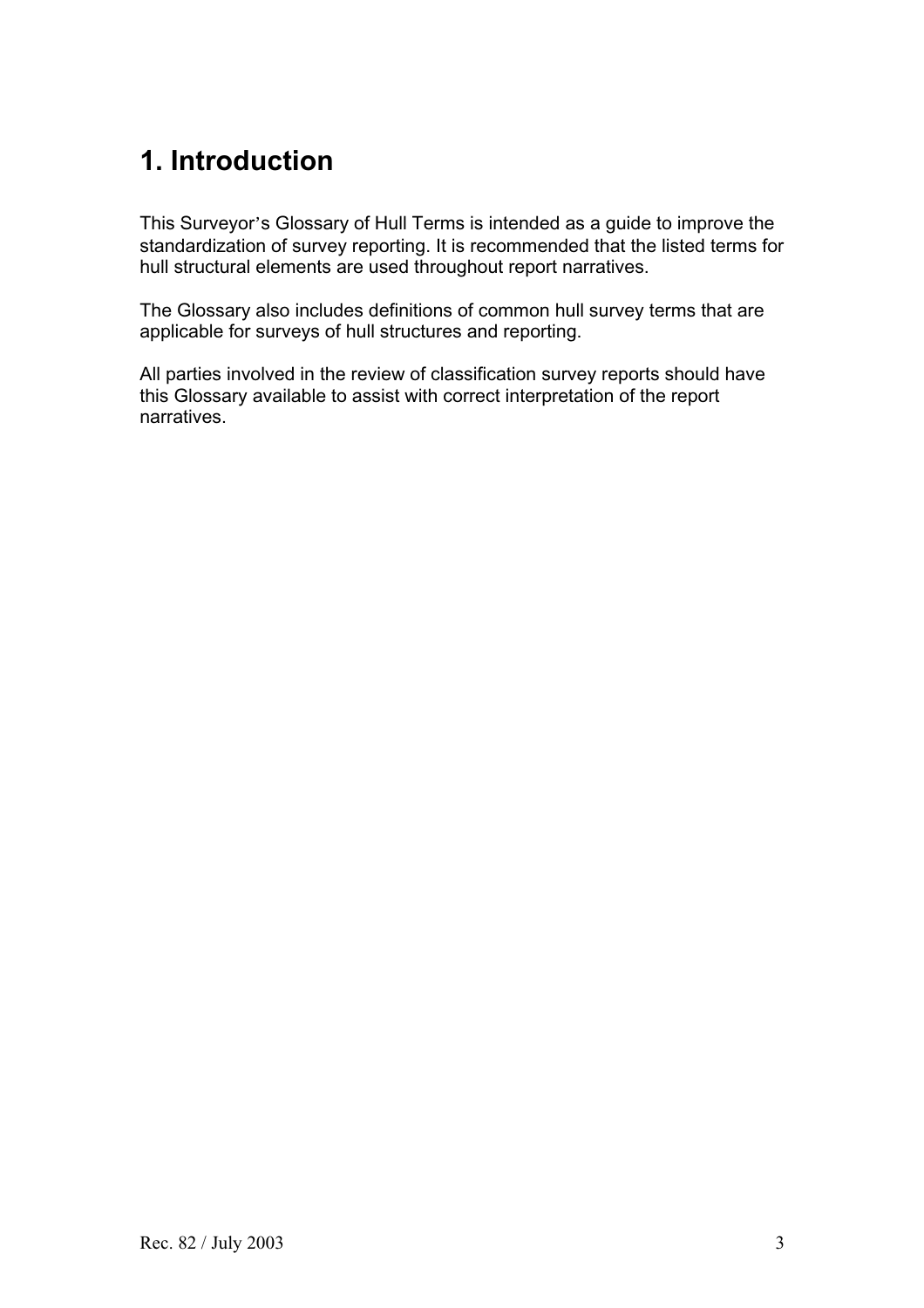# 1. Introduction

This Surveyor's Glossary of Hull Terms is intended as a guide to improve the standardization of survey reporting. It is recommended that the listed terms for hull structural elements are used throughout report narratives.

The Glossary also includes definitions of common hull survey terms that are applicable for surveys of hull structures and reporting.

All parties involved in the review of classification survey reports should have this Glossary available to assist with correct interpretation of the report narratives.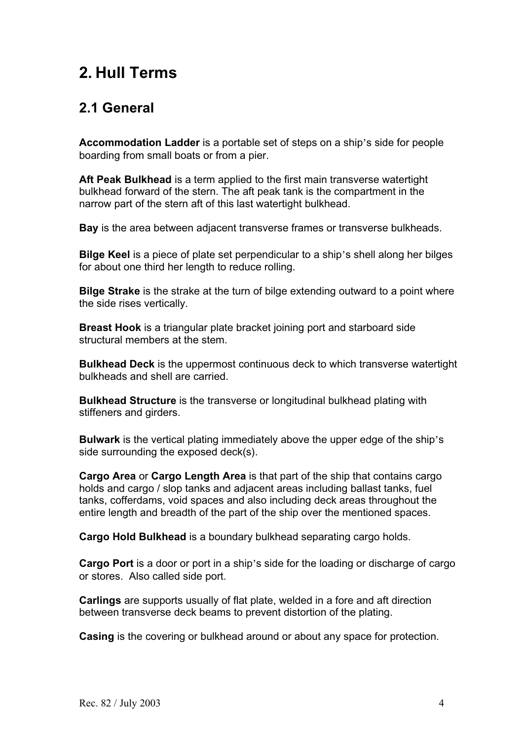# 2. Hull Terms

## 2.1 General

**Accommodation Ladder** is a portable set of steps on a ship's side for people boarding from small boats or from a pier.

**Aft Peak Bulkhead** is a term applied to the first main transverse watertight bulkhead forward of the stern. The aft peak tank is the compartment in the narrow part of the stern aft of this last watertight bulkhead.

**Bay** is the area between adjacent transverse frames or transverse bulkheads.

**Bilge Keel** is a piece of plate set perpendicular to a ship's shell along her bilges for about one third her length to reduce rolling.

**Bilge Strake** is the strake at the turn of bilge extending outward to a point where the side rises vertically.

**Breast Hook** is a triangular plate bracket joining port and starboard side structural members at the stem.

**Bulkhead Deck** is the uppermost continuous deck to which transverse watertight bulkheads and shell are carried.

**Bulkhead Structure** is the transverse or longitudinal bulkhead plating with stiffeners and girders.

**Bulwark** is the vertical plating immediately above the upper edge of the ship's side surrounding the exposed deck(s).

**Cargo Area** or **Cargo Length Area** is that part of the ship that contains cargo holds and cargo / slop tanks and adjacent areas including ballast tanks, fuel tanks, cofferdams, void spaces and also including deck areas throughout the entire length and breadth of the part of the ship over the mentioned spaces.

**Cargo Hold Bulkhead** is a boundary bulkhead separating cargo holds.

**Cargo Port** is a door or port in a ship's side for the loading or discharge of cargo or stores. Also called side port.

**Carlings** are supports usually of flat plate, welded in a fore and aft direction between transverse deck beams to prevent distortion of the plating.

**Casing** is the covering or bulkhead around or about any space for protection.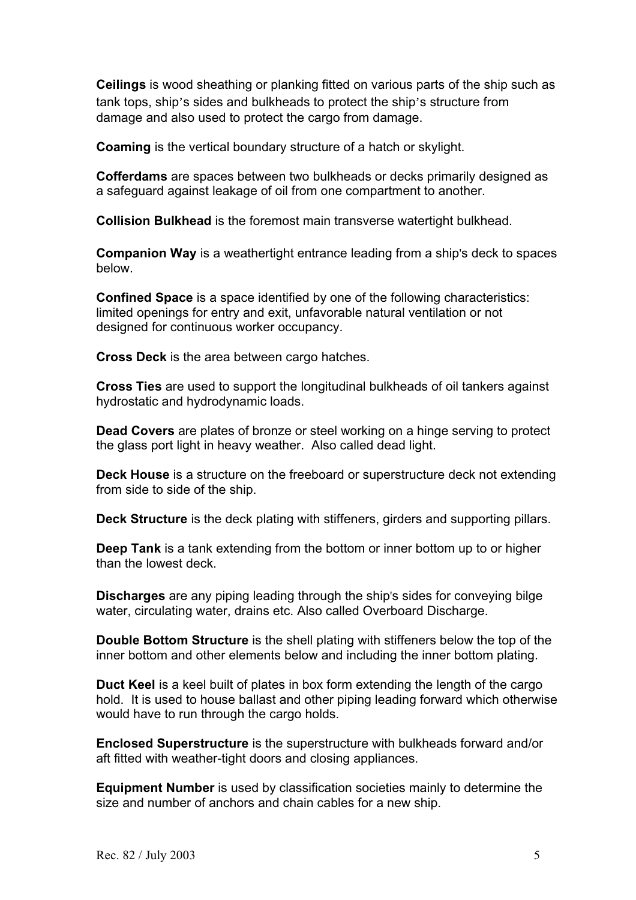**Ceilings** is wood sheathing or planking fitted on various parts of the ship such as tank tops, ship's sides and bulkheads to protect the ship's structure from damage and also used to protect the cargo from damage.

**Coaming** is the vertical boundary structure of a hatch or skylight.

**Cofferdams** are spaces between two bulkheads or decks primarily designed as a safeguard against leakage of oil from one compartment to another.

**Collision Bulkhead** is the foremost main transverse watertight bulkhead.

**Companion Way** is a weathertight entrance leading from a ship's deck to spaces below.

**Confined Space** is a space identified by one of the following characteristics: limited openings for entry and exit, unfavorable natural ventilation or not designed for continuous worker occupancy.

**Cross Deck** is the area between cargo hatches.

**Cross Ties** are used to support the longitudinal bulkheads of oil tankers against hydrostatic and hydrodynamic loads.

**Dead Covers** are plates of bronze or steel working on a hinge serving to protect the glass port light in heavy weather. Also called dead light.

**Deck House** is a structure on the freeboard or superstructure deck not extending from side to side of the ship.

**Deck Structure** is the deck plating with stiffeners, girders and supporting pillars.

**Deep Tank** is a tank extending from the bottom or inner bottom up to or higher than the lowest deck.

**Discharges** are any piping leading through the ship's sides for conveying bilge water, circulating water, drains etc. Also called Overboard Discharge.

**Double Bottom Structure** is the shell plating with stiffeners below the top of the inner bottom and other elements below and including the inner bottom plating.

**Duct Keel** is a keel built of plates in box form extending the length of the cargo hold. It is used to house ballast and other piping leading forward which otherwise would have to run through the cargo holds.

**Enclosed Superstructure** is the superstructure with bulkheads forward and/or aft fitted with weather-tight doors and closing appliances.

**Equipment Number** is used by classification societies mainly to determine the size and number of anchors and chain cables for a new ship.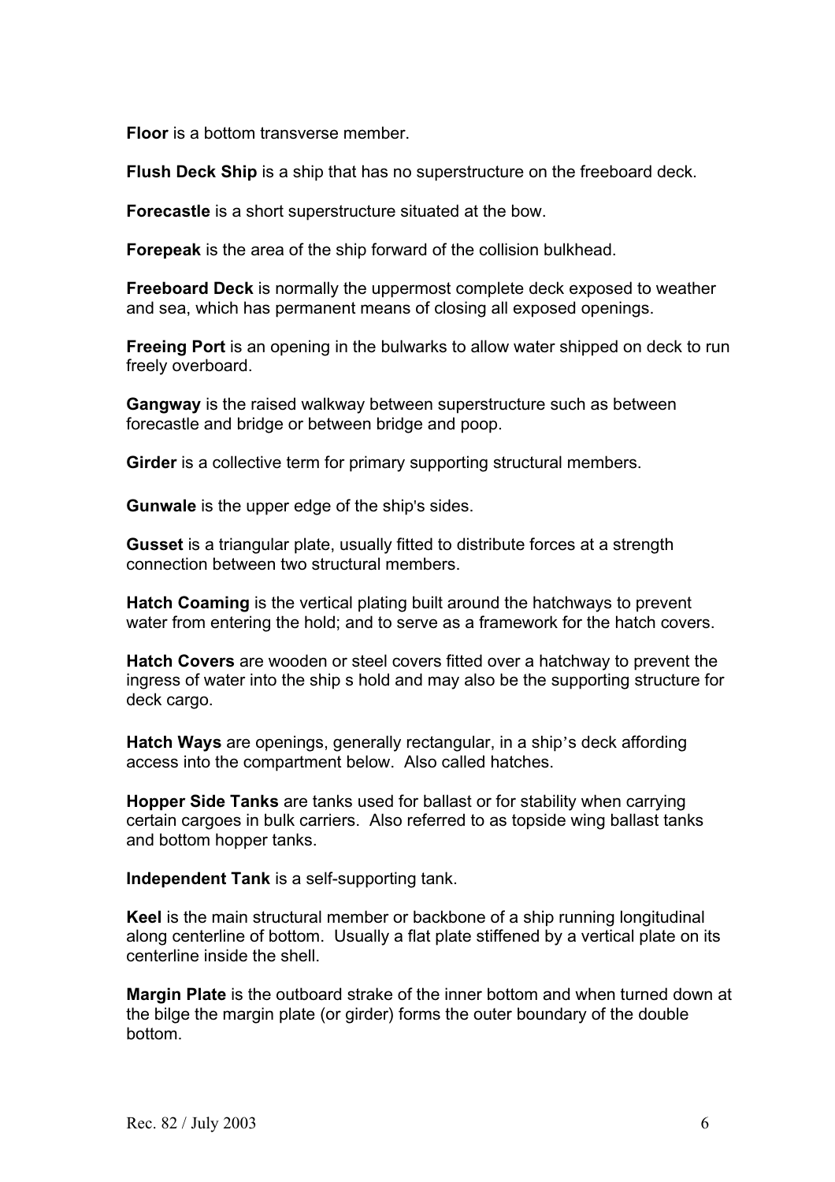**Floor** is a bottom transverse member.

**Flush Deck Ship** is a ship that has no superstructure on the freeboard deck.

**Forecastle** is a short superstructure situated at the bow.

**Forepeak** is the area of the ship forward of the collision bulkhead.

**Freeboard Deck** is normally the uppermost complete deck exposed to weather and sea, which has permanent means of closing all exposed openings.

**Freeing Port** is an opening in the bulwarks to allow water shipped on deck to run freely overboard.

**Gangway** is the raised walkway between superstructure such as between forecastle and bridge or between bridge and poop.

**Girder** is a collective term for primary supporting structural members.

**Gunwale** is the upper edge of the ship's sides.

**Gusset** is a triangular plate, usually fitted to distribute forces at a strength connection between two structural members.

**Hatch Coaming** is the vertical plating built around the hatchways to prevent water from entering the hold; and to serve as a framework for the hatch covers.

**Hatch Covers** are wooden or steel covers fitted over a hatchway to prevent the ingress of water into the ship s hold and may also be the supporting structure for deck cargo.

**Hatch Ways** are openings, generally rectangular, in a ship's deck affording access into the compartment below. Also called hatches.

**Hopper Side Tanks** are tanks used for ballast or for stability when carrying certain cargoes in bulk carriers. Also referred to as topside wing ballast tanks and bottom hopper tanks.

**Independent Tank** is a self-supporting tank.

**Keel** is the main structural member or backbone of a ship running longitudinal along centerline of bottom. Usually a flat plate stiffened by a vertical plate on its centerline inside the shell.

**Margin Plate** is the outboard strake of the inner bottom and when turned down at the bilge the margin plate (or girder) forms the outer boundary of the double bottom.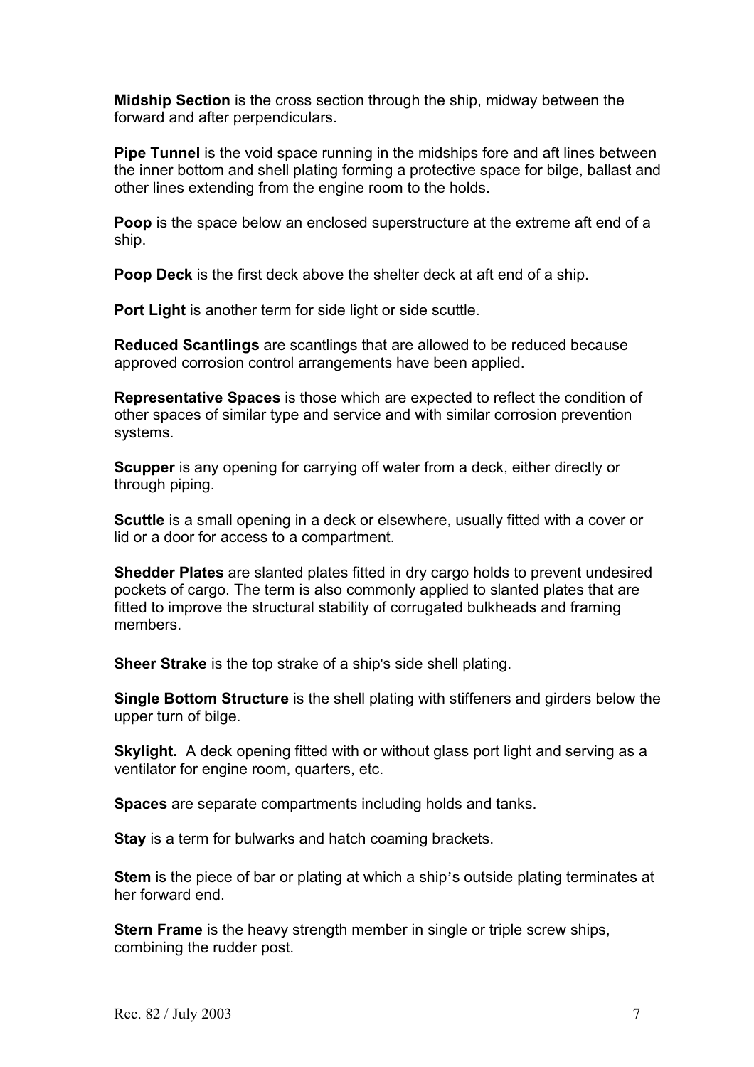**Midship Section** is the cross section through the ship, midway between the forward and after perpendiculars.

**Pipe Tunnel** is the void space running in the midships fore and aft lines between the inner bottom and shell plating forming a protective space for bilge, ballast and other lines extending from the engine room to the holds.

**Poop** is the space below an enclosed superstructure at the extreme aft end of a ship.

**Poop Deck** is the first deck above the shelter deck at aft end of a ship.

**Port Light** is another term for side light or side scuttle.

**Reduced Scantlings** are scantlings that are allowed to be reduced because approved corrosion control arrangements have been applied.

**Representative Spaces** is those which are expected to reflect the condition of other spaces of similar type and service and with similar corrosion prevention systems.

**Scupper** is any opening for carrying off water from a deck, either directly or through piping.

**Scuttle** is a small opening in a deck or elsewhere, usually fitted with a cover or lid or a door for access to a compartment.

**Shedder Plates** are slanted plates fitted in dry cargo holds to prevent undesired pockets of cargo. The term is also commonly applied to slanted plates that are fitted to improve the structural stability of corrugated bulkheads and framing members.

**Sheer Strake** is the top strake of a ship's side shell plating.

**Single Bottom Structure** is the shell plating with stiffeners and girders below the upper turn of bilge.

**Skylight.** A deck opening fitted with or without glass port light and serving as a ventilator for engine room, quarters, etc.

**Spaces** are separate compartments including holds and tanks.

**Stay** is a term for bulwarks and hatch coaming brackets.

**Stem** is the piece of bar or plating at which a ship's outside plating terminates at her forward end.

**Stern Frame** is the heavy strength member in single or triple screw ships, combining the rudder post.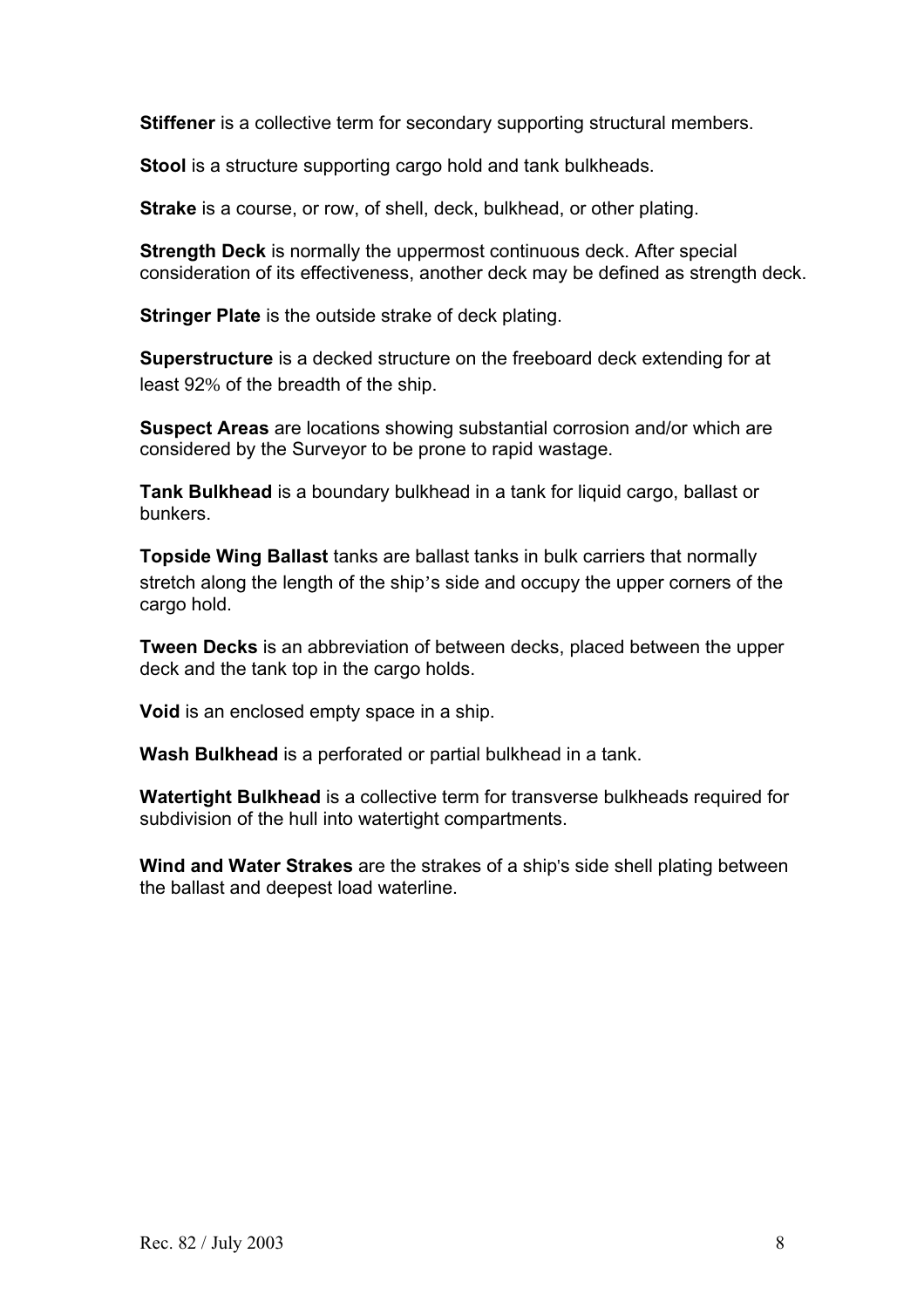**Stiffener** is a collective term for secondary supporting structural members.

**Stool** is a structure supporting cargo hold and tank bulkheads.

**Strake** is a course, or row, of shell, deck, bulkhead, or other plating.

**Strength Deck** is normally the uppermost continuous deck. After special consideration of its effectiveness, another deck may be defined as strength deck.

**Stringer Plate** is the outside strake of deck plating.

**Superstructure** is a decked structure on the freeboard deck extending for at least 92% of the breadth of the ship.

**Suspect Areas** are locations showing substantial corrosion and/or which are considered by the Surveyor to be prone to rapid wastage.

**Tank Bulkhead** is a boundary bulkhead in a tank for liquid cargo, ballast or bunkers.

**Topside Wing Ballast** tanks are ballast tanks in bulk carriers that normally stretch along the length of the ship's side and occupy the upper corners of the cargo hold.

**Tween Decks** is an abbreviation of between decks, placed between the upper deck and the tank top in the cargo holds.

**Void** is an enclosed empty space in a ship.

**Wash Bulkhead** is a perforated or partial bulkhead in a tank.

**Watertight Bulkhead** is a collective term for transverse bulkheads required for subdivision of the hull into watertight compartments.

**Wind and Water Strakes** are the strakes of a ship's side shell plating between the ballast and deepest load waterline.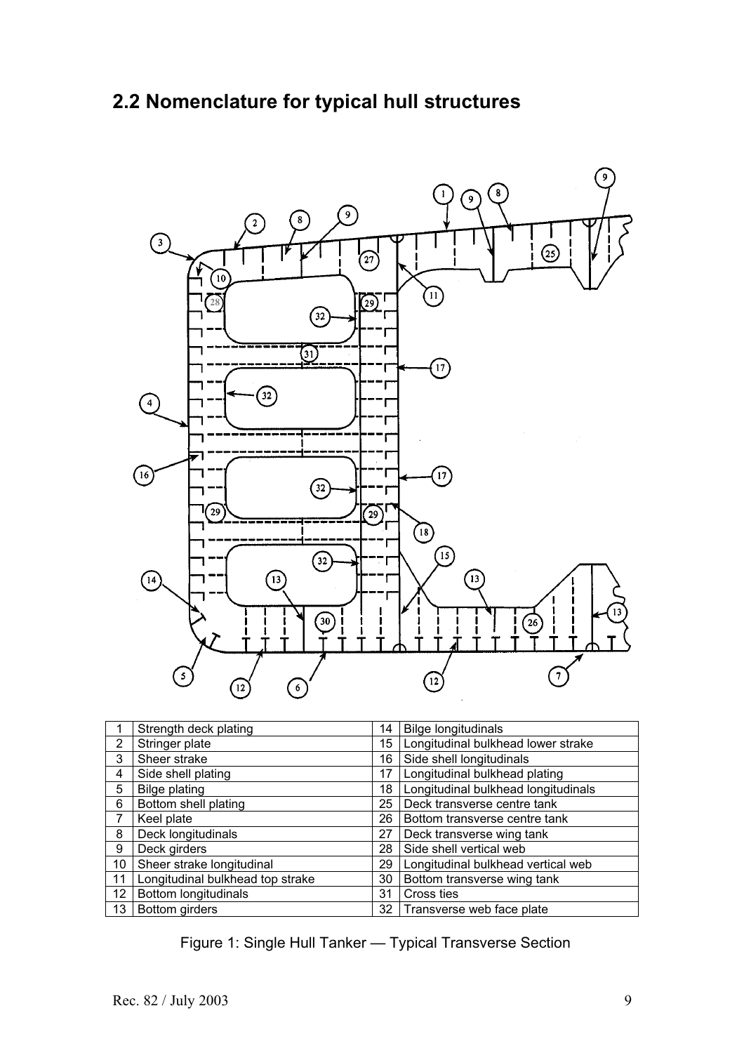## 2.2 Nomenclature for typical hull structures

| 1 | Strength deck plating | 14 | Bilge longitudinals |
|---|---|---|---|
| 2 | Stringer plate | 15 | Longitudinal bulkhead lower strake |
| 3 | Sheer strake | 16 | Side shell longitudinals |
| 4 | Side shell plating | 17 | Longitudinal bulkhead plating |
| 5 | Bilge plating | 18 | Longitudinal bulkhead longitudinals |
| 6 | Bottom shell plating | 25 | Deck transverse centre tank |
| 7 | Keel plate | 26 | Bottom transverse centre tank |
| 8 | Deck longitudinals | 27 | Deck transverse wing tank |
| 9 | Deck girders | 28 | Side shell vertical web |
| 10 | Sheer strake longitudinal | 29 | Longitudinal bulkhead vertical web |
| 11 | Longitudinal bulkhead top strake | 30 | Bottom transverse wing tank |
| 12 | Bottom longitudinals | 31 | Cross ties |
| 13 | Bottom girders | 32 | Transverse web face plate |

Figure 1: Single Hull Tanker — Typical Transverse Section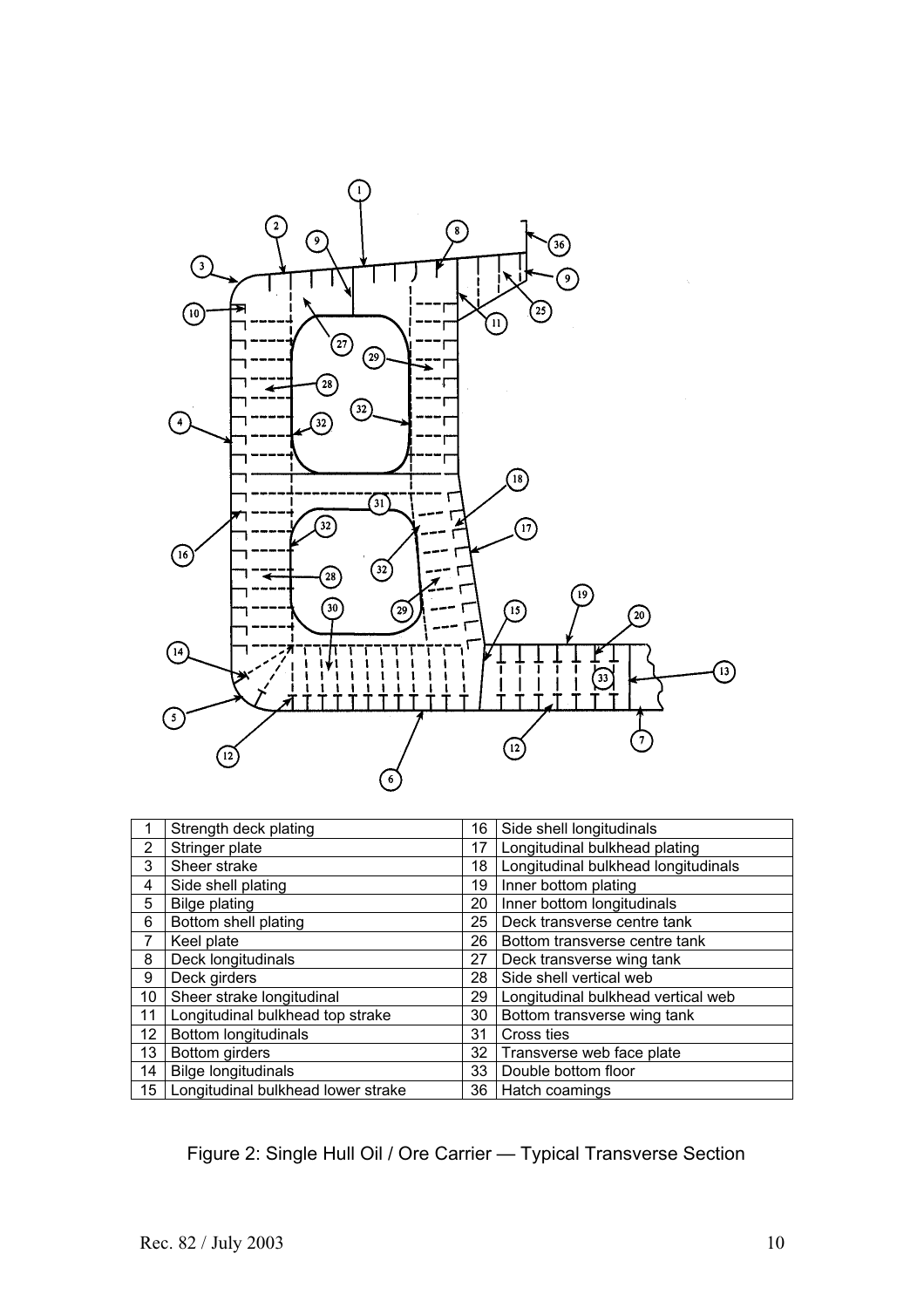| 1 | Strength deck plating | 16 | Side shell longitudinals |
|---|---|---|---|
| 2 | Stringer plate | 17 | Longitudinal bulkhead plating |
| 3 | Sheer strake | 18 | Longitudinal bulkhead longitudinals |
| 4 | Side shell plating | 19 | Inner bottom plating |
| 5 | Bilge plating | 20 | Inner bottom longitudinals |
| 6 | Bottom shell plating | 25 | Deck transverse centre tank |
| 7 | Keel plate | 26 | Bottom transverse centre tank |
| 8 | Deck longitudinals | 27 | Deck transverse wing tank |
| 9 | Deck girders | 28 | Side shell vertical web |
| 10 | Sheer strake longitudinal | 29 | Longitudinal bulkhead vertical web |
| 11 | Longitudinal bulkhead top strake | 30 | Bottom transverse wing tank |
| 12 | Bottom longitudinals | 31 | Cross ties |
| 13 | Bottom girders | 32 | Transverse web face plate |
| 14 | Bilge longitudinals | 33 | Double bottom floor |
| 15 | Longitudinal bulkhead lower strake | 36 | Hatch coamings |

Figure 2: Single Hull Oil / Ore Carrier — Typical Transverse Section

Rec. 82 / July 2003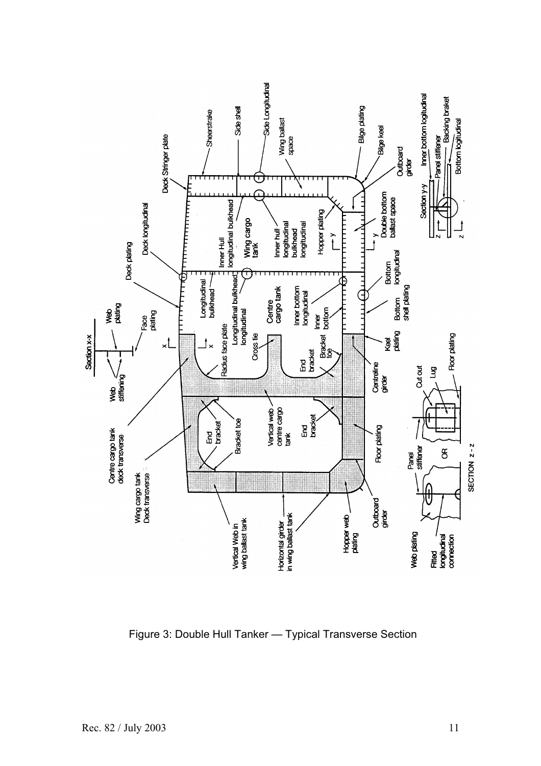Figure 3: Double Hull Tanker — Typical Transverse Section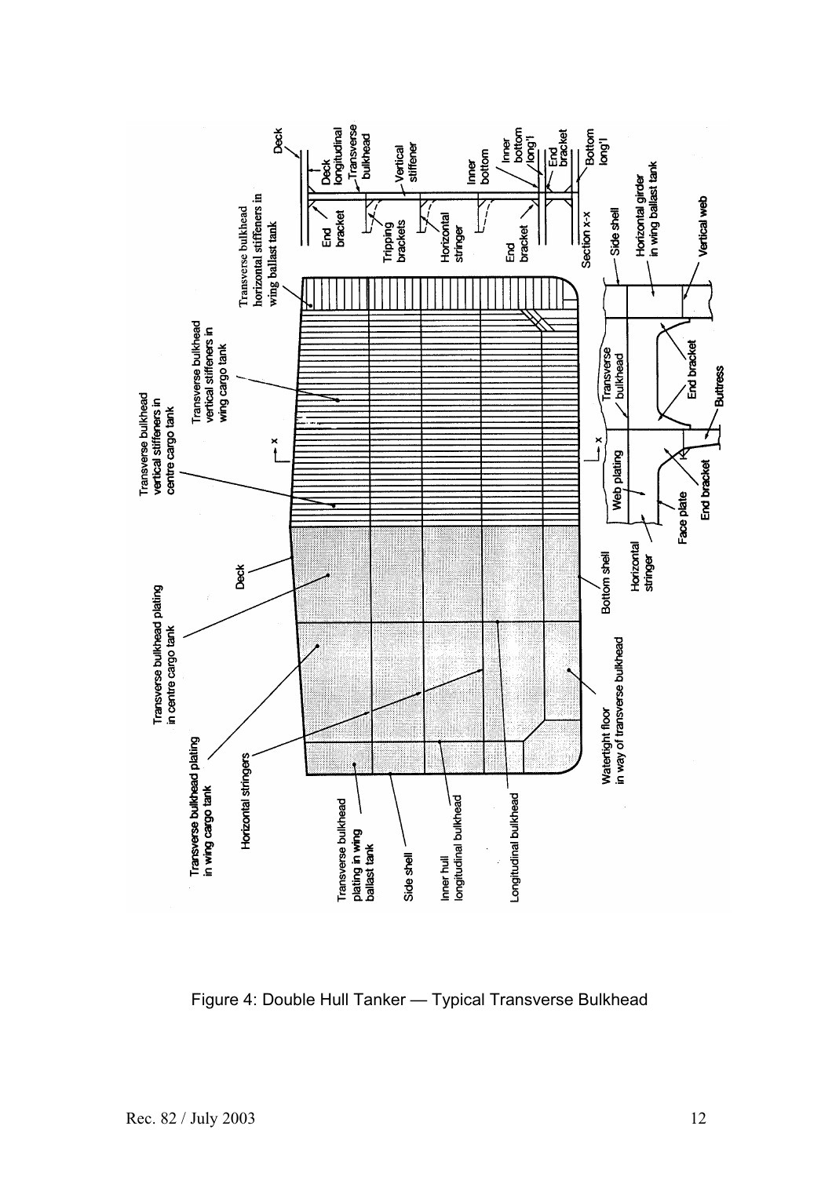Figure 4: Double Hull Tanker — Typical Transverse Bulkhead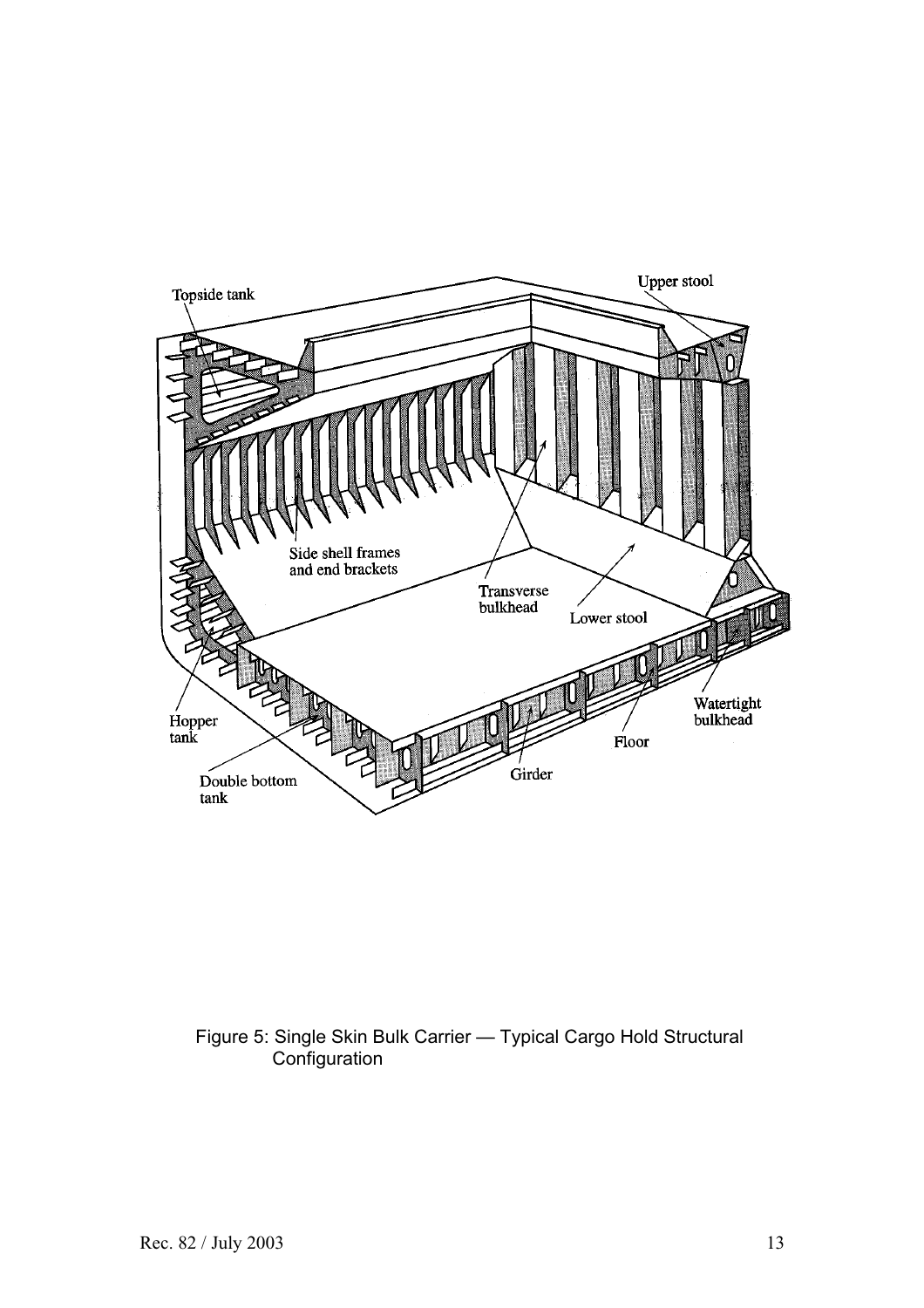Figure 5: Single Skin Bulk Carrier — Typical Cargo Hold Structural Configuration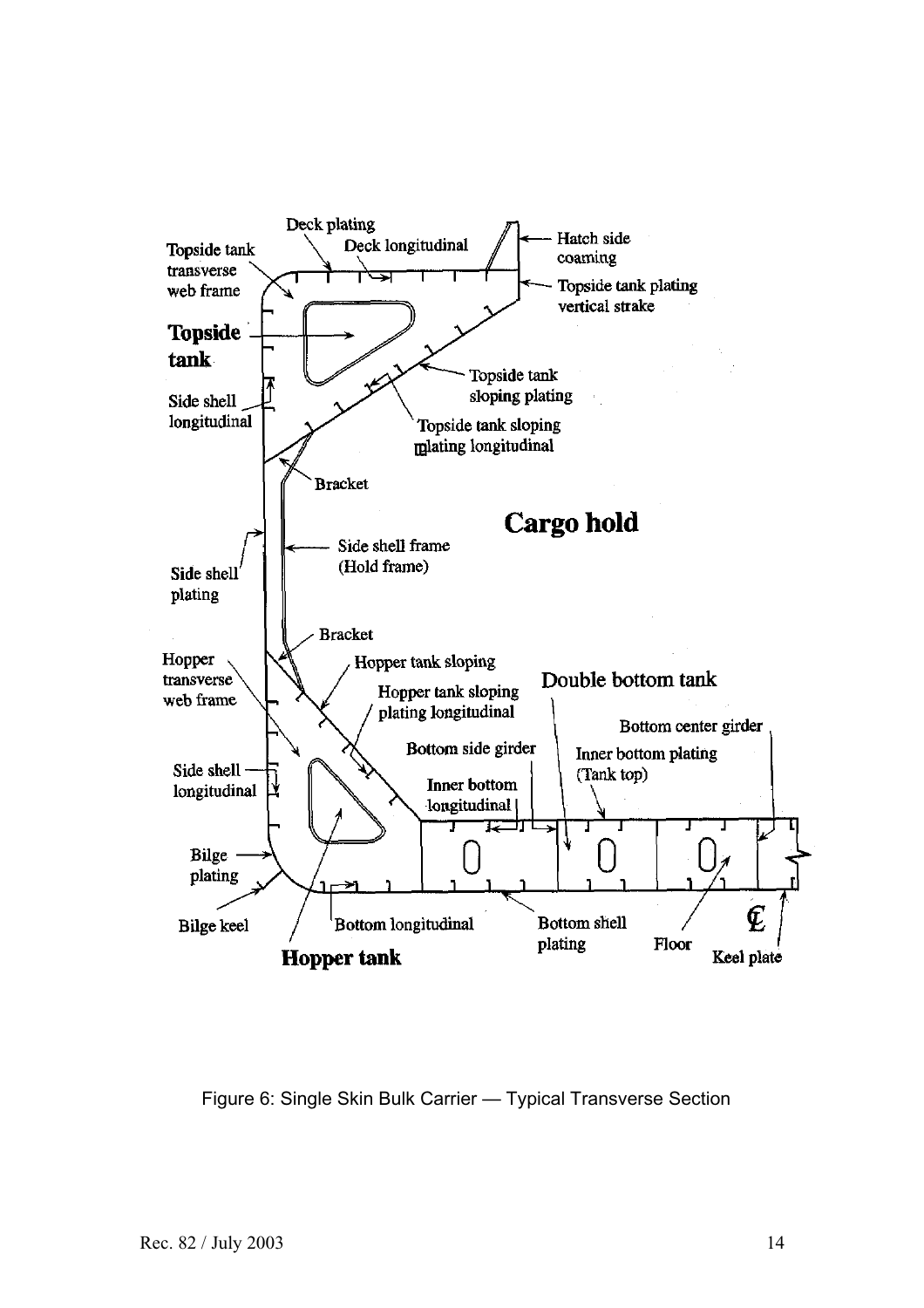Deck plating

Deck longitudinal

Hatch side coaming

Topside tank transverse web frame

Topside tank plating vertical strake

Topside tank

Topside tank sloping plating

Side shell longitudinal

Topside tank sloping plating longitudinal

Bracket

Cargo hold

Side shell frame (Hold frame)

Side shell plating

Bracket

Hopper transverse web frame

Hopper tank sloping

Hopper tank sloping plating longitudinal

Double bottom tank

Bottom center girder

Bottom side girder

Inner bottom plating (Tank top)

Side shell longitudinal

Inner bottom longitudinal

Bilge plating

Bilge keel

Bottom longitudinal

Bottom shell plating

Floor

℄

Keel plate

Hopper tank

Figure 6: Single Skin Bulk Carrier — Typical Transverse Section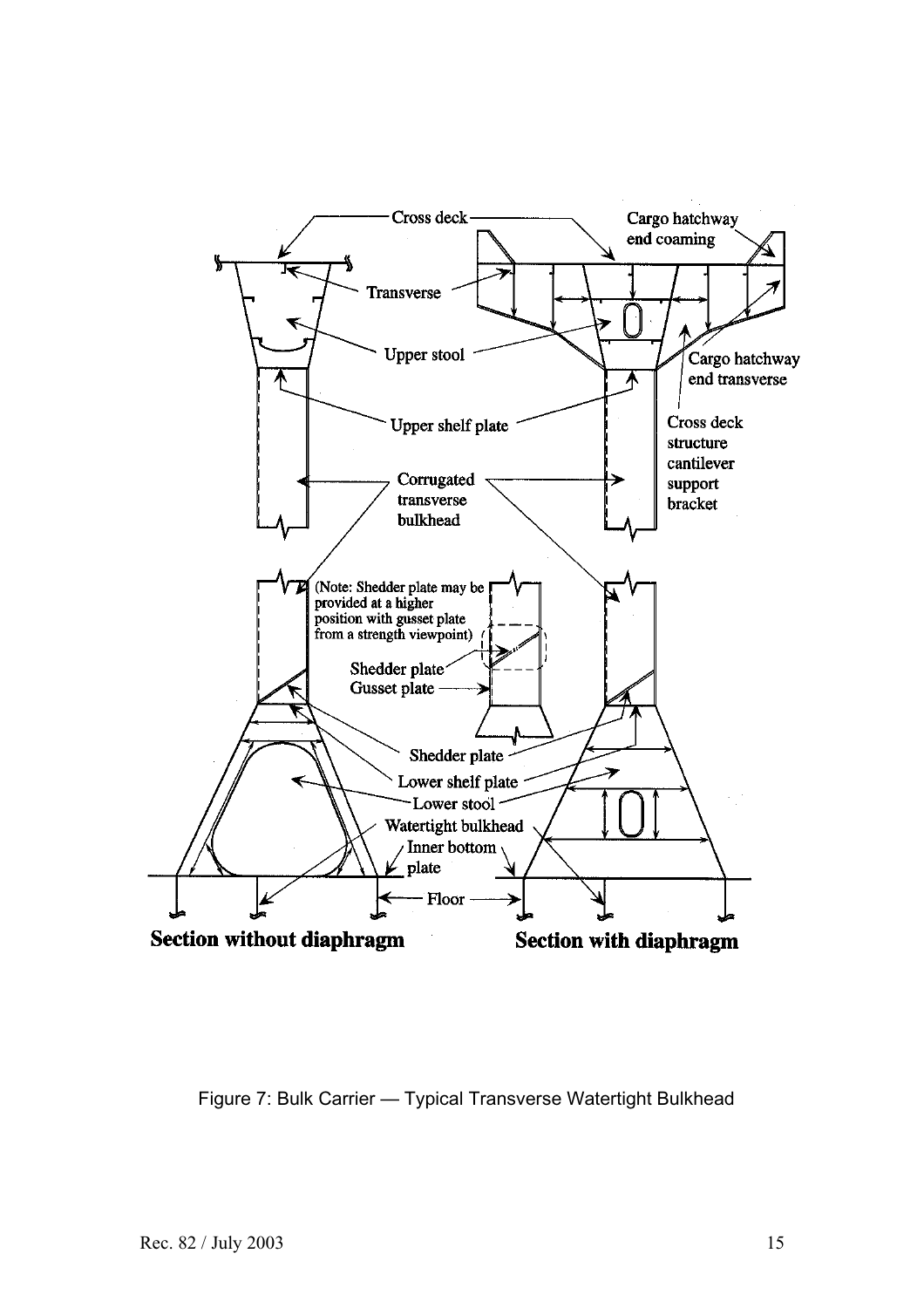Figure 7: Bulk Carrier — Typical Transverse Watertight Bulkhead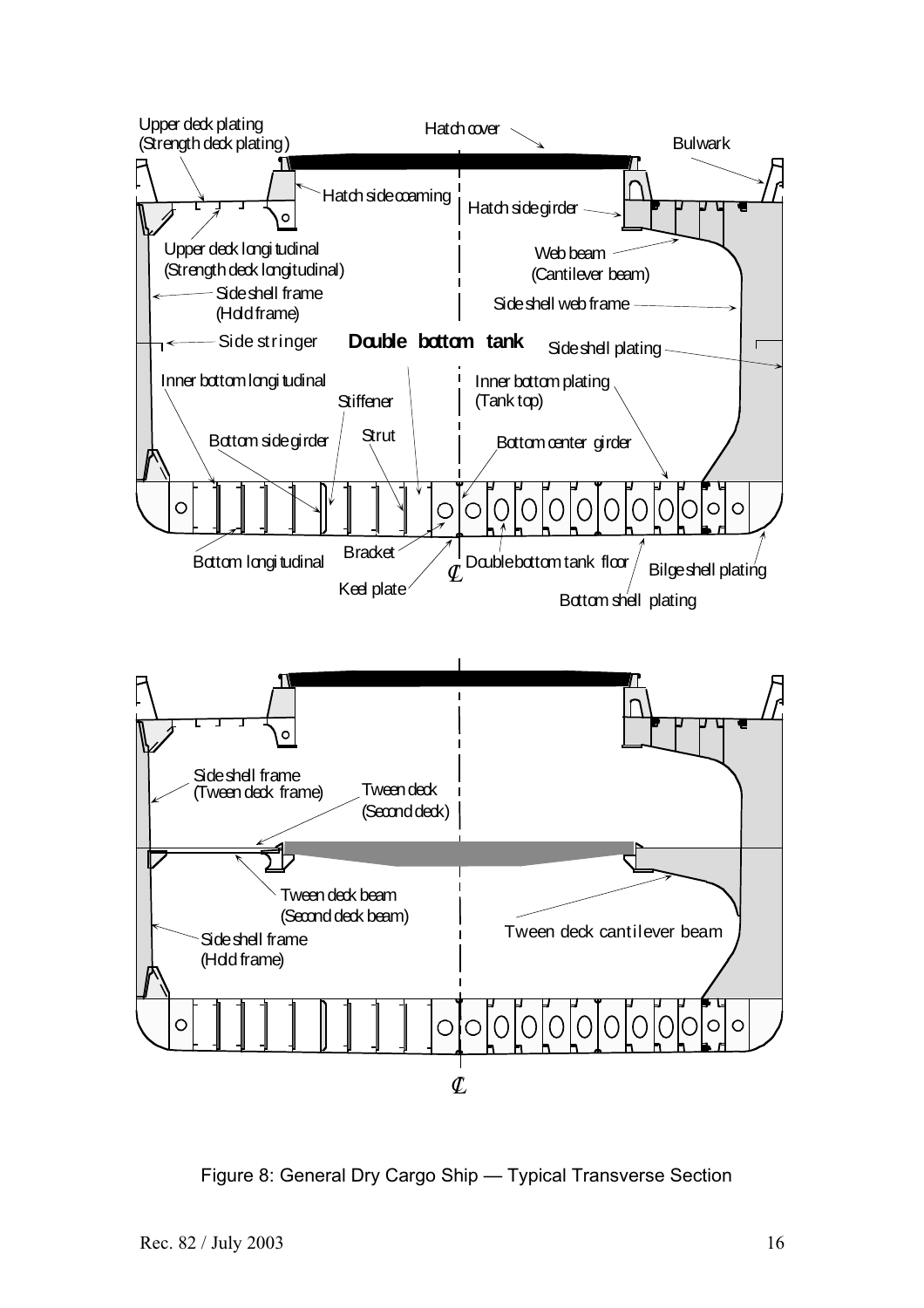Upper deck plating (Strength deck plating)

Hatch cover

Bulwark

Hatch side coaming

Hatch side girder

Upper deck longitudinal (Strength deck longitudinal)

Web beam (Cantilever beam)

Side shell frame (Hold frame)

Side shell web frame

Side stringer

**Double bottom tank**

Side shell plating

Inner bottom longitudinal

Inner bottom plating (Tank top)

Stiffener

Strut

Bottom side girder

Bottom center girder

Bottom longitudinal

Bracket

Double bottom tank floor

Bilge shell plating

Keel plate

Bottom shell plating

Side shell frame (Tween deck frame)

Tween deck (Second deck)

Tween deck beam (Second deck beam)

Tween deck cantilever beam

Side shell frame (Hold frame)

Figure 8: General Dry Cargo Ship — Typical Transverse Section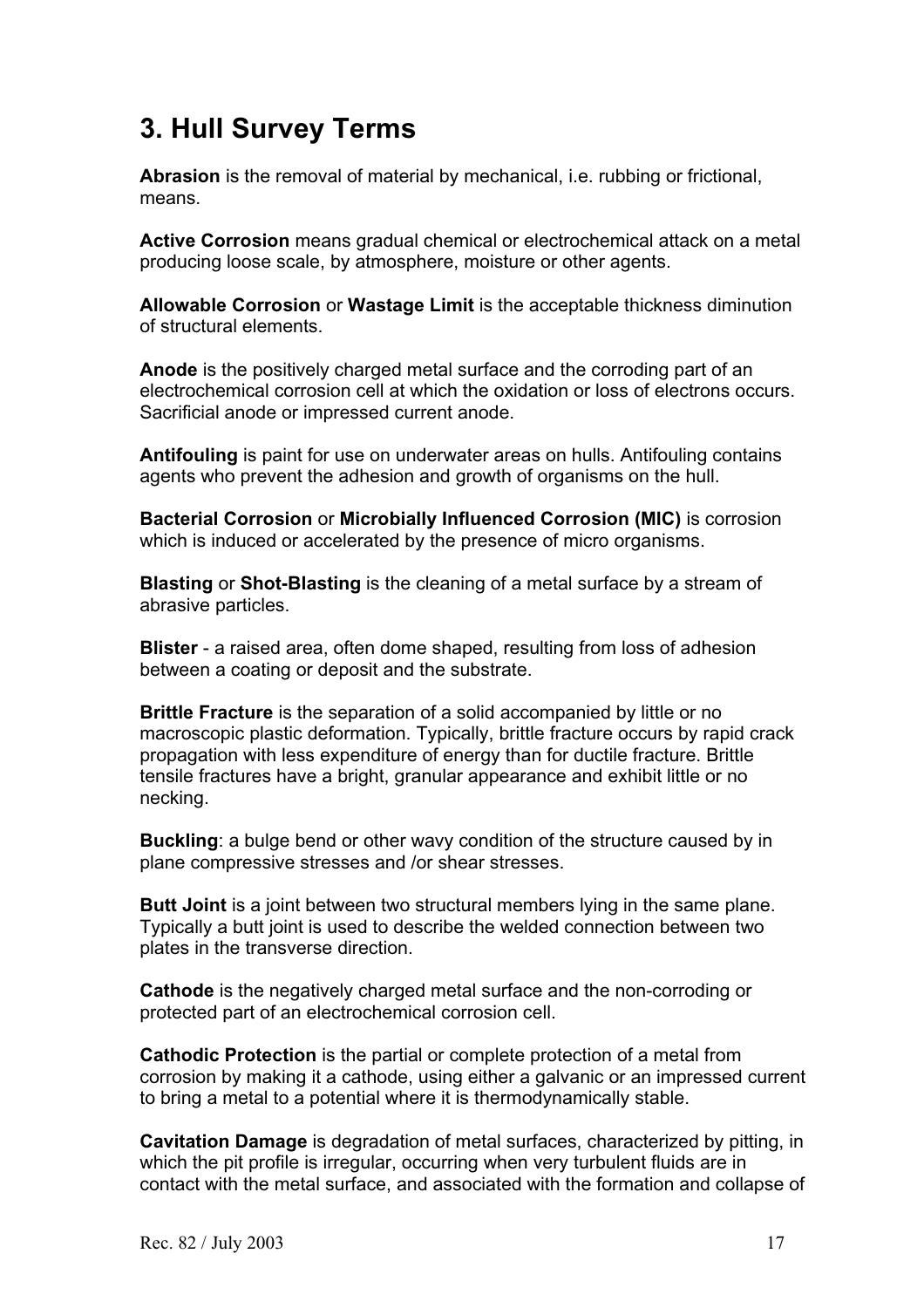## 3. Hull Survey Terms

**Abrasion** is the removal of material by mechanical, i.e. rubbing or frictional, means.

**Active Corrosion** means gradual chemical or electrochemical attack on a metal producing loose scale, by atmosphere, moisture or other agents.

**Allowable Corrosion** or **Wastage Limit** is the acceptable thickness diminution of structural elements.

**Anode** is the positively charged metal surface and the corroding part of an electrochemical corrosion cell at which the oxidation or loss of electrons occurs. Sacrificial anode or impressed current anode.

**Antifouling** is paint for use on underwater areas on hulls. Antifouling contains agents who prevent the adhesion and growth of organisms on the hull.

**Bacterial Corrosion** or **Microbially Influenced Corrosion (MIC)** is corrosion which is induced or accelerated by the presence of micro organisms.

**Blasting** or **Shot-Blasting** is the cleaning of a metal surface by a stream of abrasive particles.

**Blister** - a raised area, often dome shaped, resulting from loss of adhesion between a coating or deposit and the substrate.

**Brittle Fracture** is the separation of a solid accompanied by little or no macroscopic plastic deformation. Typically, brittle fracture occurs by rapid crack propagation with less expenditure of energy than for ductile fracture. Brittle tensile fractures have a bright, granular appearance and exhibit little or no necking.

**Buckling**: a bulge bend or other wavy condition of the structure caused by in plane compressive stresses and /or shear stresses.

**Butt Joint** is a joint between two structural members lying in the same plane. Typically a butt joint is used to describe the welded connection between two plates in the transverse direction.

**Cathode** is the negatively charged metal surface and the non-corroding or protected part of an electrochemical corrosion cell.

**Cathodic Protection** is the partial or complete protection of a metal from corrosion by making it a cathode, using either a galvanic or an impressed current to bring a metal to a potential where it is thermodynamically stable.

**Cavitation Damage** is degradation of metal surfaces, characterized by pitting, in which the pit profile is irregular, occurring when very turbulent fluids are in contact with the metal surface, and associated with the formation and collapse of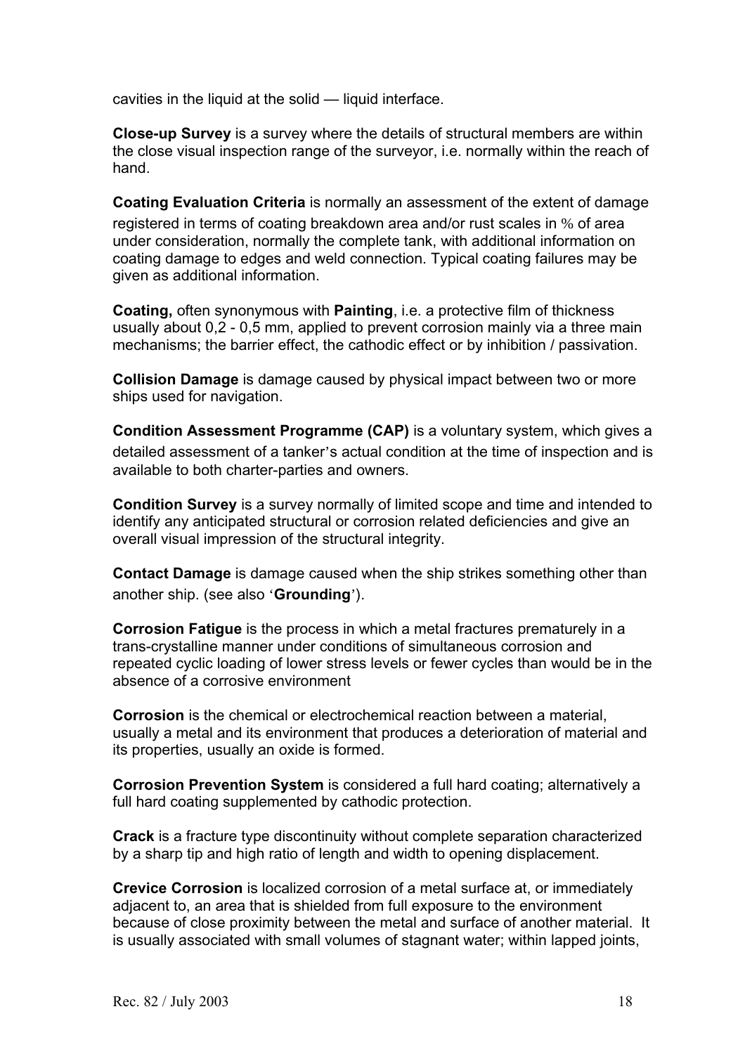cavities in the liquid at the solid — liquid interface.

**Close-up Survey** is a survey where the details of structural members are within the close visual inspection range of the surveyor, i.e. normally within the reach of hand.

**Coating Evaluation Criteria** is normally an assessment of the extent of damage registered in terms of coating breakdown area and/or rust scales in % of area under consideration, normally the complete tank, with additional information on coating damage to edges and weld connection. Typical coating failures may be given as additional information.

**Coating,** often synonymous with **Painting**, i.e. a protective film of thickness usually about 0,2 - 0,5 mm, applied to prevent corrosion mainly via a three main mechanisms; the barrier effect, the cathodic effect or by inhibition / passivation.

**Collision Damage** is damage caused by physical impact between two or more ships used for navigation.

**Condition Assessment Programme (CAP)** is a voluntary system, which gives a detailed assessment of a tanker's actual condition at the time of inspection and is available to both charter-parties and owners.

**Condition Survey** is a survey normally of limited scope and time and intended to identify any anticipated structural or corrosion related deficiencies and give an overall visual impression of the structural integrity.

**Contact Damage** is damage caused when the ship strikes something other than another ship. (see also '**Grounding**').

**Corrosion Fatigue** is the process in which a metal fractures prematurely in a trans-crystalline manner under conditions of simultaneous corrosion and repeated cyclic loading of lower stress levels or fewer cycles than would be in the absence of a corrosive environment

**Corrosion** is the chemical or electrochemical reaction between a material, usually a metal and its environment that produces a deterioration of material and its properties, usually an oxide is formed.

**Corrosion Prevention System** is considered a full hard coating; alternatively a full hard coating supplemented by cathodic protection.

**Crack** is a fracture type discontinuity without complete separation characterized by a sharp tip and high ratio of length and width to opening displacement.

**Crevice Corrosion** is localized corrosion of a metal surface at, or immediately adjacent to, an area that is shielded from full exposure to the environment because of close proximity between the metal and surface of another material. It is usually associated with small volumes of stagnant water; within lapped joints,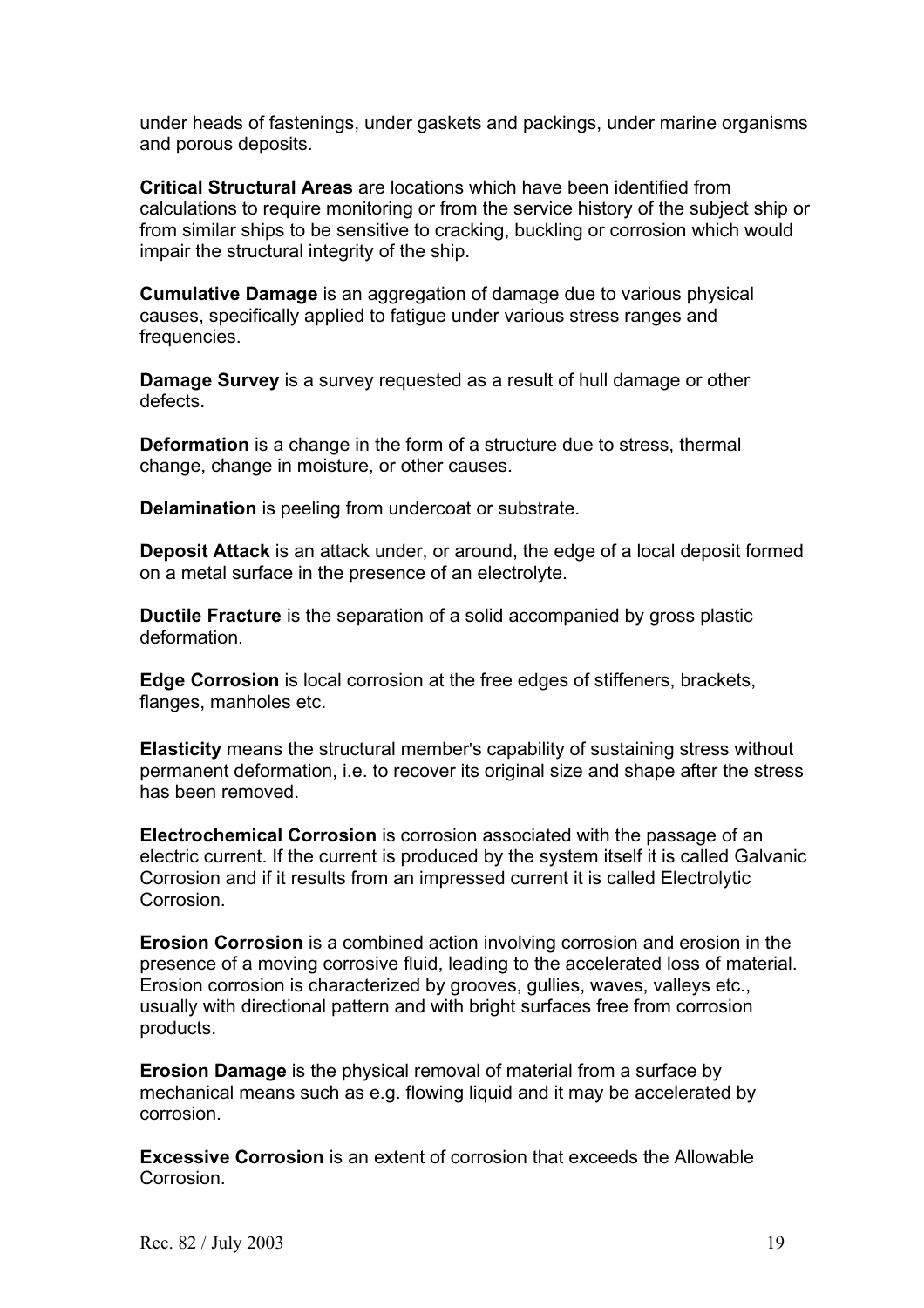under heads of fastenings, under gaskets and packings, under marine organisms and porous deposits.

**Critical Structural Areas** are locations which have been identified from calculations to require monitoring or from the service history of the subject ship or from similar ships to be sensitive to cracking, buckling or corrosion which would impair the structural integrity of the ship.

**Cumulative Damage** is an aggregation of damage due to various physical causes, specifically applied to fatigue under various stress ranges and frequencies.

**Damage Survey** is a survey requested as a result of hull damage or other defects.

**Deformation** is a change in the form of a structure due to stress, thermal change, change in moisture, or other causes.

**Delamination** is peeling from undercoat or substrate.

**Deposit Attack** is an attack under, or around, the edge of a local deposit formed on a metal surface in the presence of an electrolyte.

**Ductile Fracture** is the separation of a solid accompanied by gross plastic deformation.

**Edge Corrosion** is local corrosion at the free edges of stiffeners, brackets, flanges, manholes etc.

**Elasticity** means the structural member's capability of sustaining stress without permanent deformation, i.e. to recover its original size and shape after the stress has been removed.

**Electrochemical Corrosion** is corrosion associated with the passage of an electric current. If the current is produced by the system itself it is called Galvanic Corrosion and if it results from an impressed current it is called Electrolytic Corrosion.

**Erosion Corrosion** is a combined action involving corrosion and erosion in the presence of a moving corrosive fluid, leading to the accelerated loss of material. Erosion corrosion is characterized by grooves, gullies, waves, valleys etc., usually with directional pattern and with bright surfaces free from corrosion products.

**Erosion Damage** is the physical removal of material from a surface by mechanical means such as e.g. flowing liquid and it may be accelerated by corrosion.

**Excessive Corrosion** is an extent of corrosion that exceeds the Allowable Corrosion.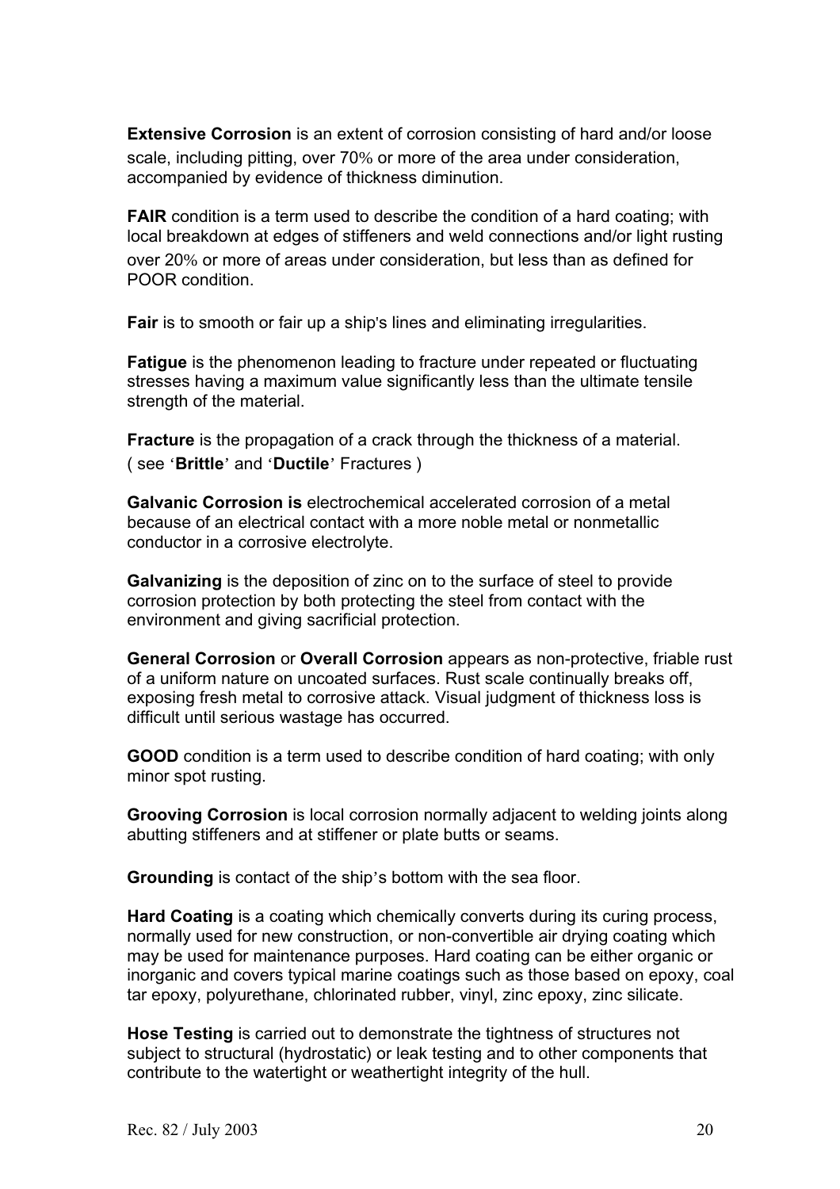**Extensive Corrosion** is an extent of corrosion consisting of hard and/or loose scale, including pitting, over 70% or more of the area under consideration, accompanied by evidence of thickness diminution.

**FAIR** condition is a term used to describe the condition of a hard coating; with local breakdown at edges of stiffeners and weld connections and/or light rusting over 20% or more of areas under consideration, but less than as defined for POOR condition.

**Fair** is to smooth or fair up a ship's lines and eliminating irregularities.

**Fatigue** is the phenomenon leading to fracture under repeated or fluctuating stresses having a maximum value significantly less than the ultimate tensile strength of the material.

**Fracture** is the propagation of a crack through the thickness of a material. ( see '**Brittle**' and '**Ductile**' Fractures )

**Galvanic Corrosion is** electrochemical accelerated corrosion of a metal because of an electrical contact with a more noble metal or nonmetallic conductor in a corrosive electrolyte.

**Galvanizing** is the deposition of zinc on to the surface of steel to provide corrosion protection by both protecting the steel from contact with the environment and giving sacrificial protection.

**General Corrosion** or **Overall Corrosion** appears as non-protective, friable rust of a uniform nature on uncoated surfaces. Rust scale continually breaks off, exposing fresh metal to corrosive attack. Visual judgment of thickness loss is difficult until serious wastage has occurred.

**GOOD** condition is a term used to describe condition of hard coating; with only minor spot rusting.

**Grooving Corrosion** is local corrosion normally adjacent to welding joints along abutting stiffeners and at stiffener or plate butts or seams.

**Grounding** is contact of the ship's bottom with the sea floor.

**Hard Coating** is a coating which chemically converts during its curing process, normally used for new construction, or non-convertible air drying coating which may be used for maintenance purposes. Hard coating can be either organic or inorganic and covers typical marine coatings such as those based on epoxy, coal tar epoxy, polyurethane, chlorinated rubber, vinyl, zinc epoxy, zinc silicate.

**Hose Testing** is carried out to demonstrate the tightness of structures not subject to structural (hydrostatic) or leak testing and to other components that contribute to the watertight or weathertight integrity of the hull.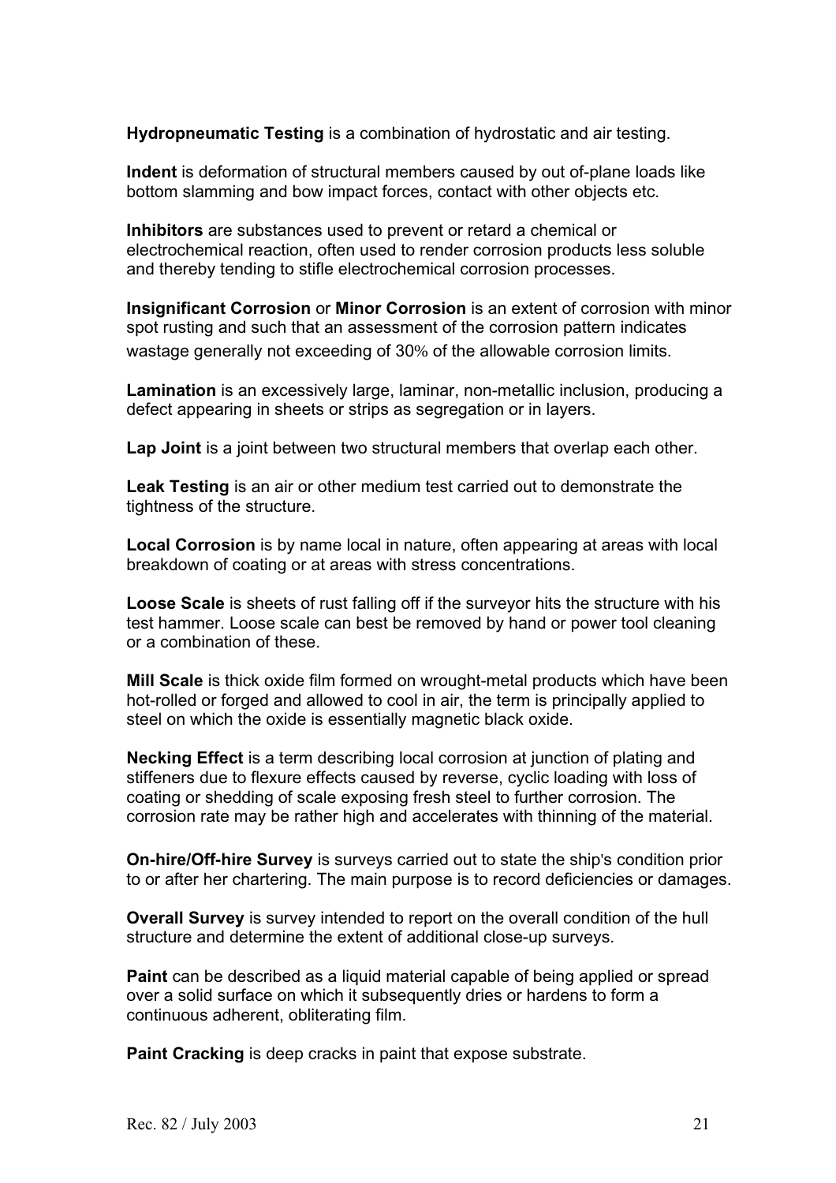**Hydropneumatic Testing** is a combination of hydrostatic and air testing.

**Indent** is deformation of structural members caused by out of-plane loads like bottom slamming and bow impact forces, contact with other objects etc.

**Inhibitors** are substances used to prevent or retard a chemical or electrochemical reaction, often used to render corrosion products less soluble and thereby tending to stifle electrochemical corrosion processes.

**Insignificant Corrosion** or **Minor Corrosion** is an extent of corrosion with minor spot rusting and such that an assessment of the corrosion pattern indicates wastage generally not exceeding of 30% of the allowable corrosion limits.

**Lamination** is an excessively large, laminar, non-metallic inclusion, producing a defect appearing in sheets or strips as segregation or in layers.

**Lap Joint** is a joint between two structural members that overlap each other.

**Leak Testing** is an air or other medium test carried out to demonstrate the tightness of the structure.

**Local Corrosion** is by name local in nature, often appearing at areas with local breakdown of coating or at areas with stress concentrations.

**Loose Scale** is sheets of rust falling off if the surveyor hits the structure with his test hammer. Loose scale can best be removed by hand or power tool cleaning or a combination of these.

**Mill Scale** is thick oxide film formed on wrought-metal products which have been hot-rolled or forged and allowed to cool in air, the term is principally applied to steel on which the oxide is essentially magnetic black oxide.

**Necking Effect** is a term describing local corrosion at junction of plating and stiffeners due to flexure effects caused by reverse, cyclic loading with loss of coating or shedding of scale exposing fresh steel to further corrosion. The corrosion rate may be rather high and accelerates with thinning of the material.

**On-hire/Off-hire Survey** is surveys carried out to state the ship's condition prior to or after her chartering. The main purpose is to record deficiencies or damages.

**Overall Survey** is survey intended to report on the overall condition of the hull structure and determine the extent of additional close-up surveys.

**Paint** can be described as a liquid material capable of being applied or spread over a solid surface on which it subsequently dries or hardens to form a continuous adherent, obliterating film.

**Paint Cracking** is deep cracks in paint that expose substrate.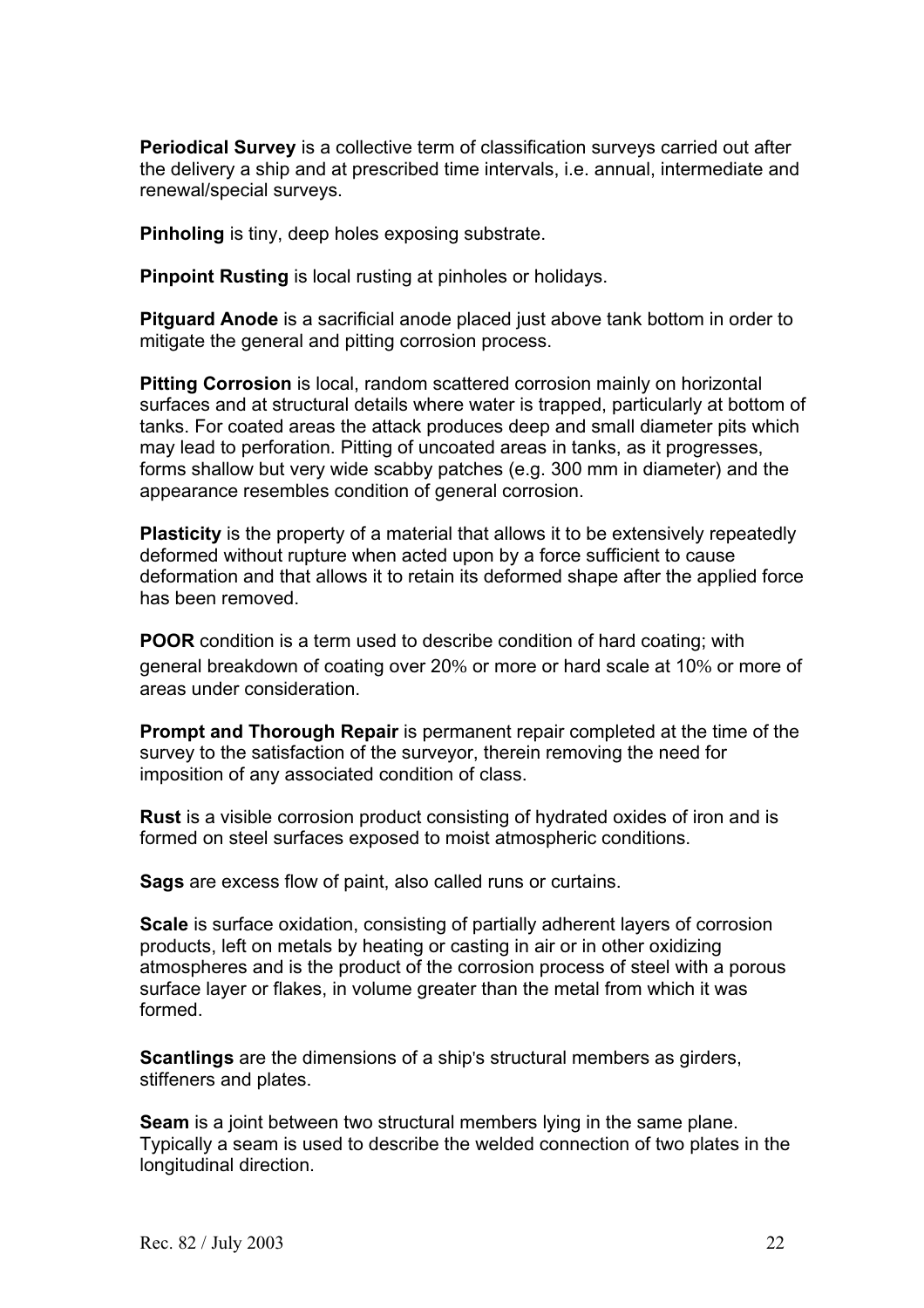**Periodical Survey** is a collective term of classification surveys carried out after the delivery a ship and at prescribed time intervals, i.e. annual, intermediate and renewal/special surveys.

**Pinholing** is tiny, deep holes exposing substrate.

**Pinpoint Rusting** is local rusting at pinholes or holidays.

**Pitguard Anode** is a sacrificial anode placed just above tank bottom in order to mitigate the general and pitting corrosion process.

**Pitting Corrosion** is local, random scattered corrosion mainly on horizontal surfaces and at structural details where water is trapped, particularly at bottom of tanks. For coated areas the attack produces deep and small diameter pits which may lead to perforation. Pitting of uncoated areas in tanks, as it progresses, forms shallow but very wide scabby patches (e.g. 300 mm in diameter) and the appearance resembles condition of general corrosion.

**Plasticity** is the property of a material that allows it to be extensively repeatedly deformed without rupture when acted upon by a force sufficient to cause deformation and that allows it to retain its deformed shape after the applied force has been removed.

**POOR** condition is a term used to describe condition of hard coating; with general breakdown of coating over 20% or more or hard scale at 10% or more of areas under consideration.

**Prompt and Thorough Repair** is permanent repair completed at the time of the survey to the satisfaction of the surveyor, therein removing the need for imposition of any associated condition of class.

**Rust** is a visible corrosion product consisting of hydrated oxides of iron and is formed on steel surfaces exposed to moist atmospheric conditions.

**Sags** are excess flow of paint, also called runs or curtains.

**Scale** is surface oxidation, consisting of partially adherent layers of corrosion products, left on metals by heating or casting in air or in other oxidizing atmospheres and is the product of the corrosion process of steel with a porous surface layer or flakes, in volume greater than the metal from which it was formed.

**Scantlings** are the dimensions of a ship's structural members as girders, stiffeners and plates.

**Seam** is a joint between two structural members lying in the same plane. Typically a seam is used to describe the welded connection of two plates in the longitudinal direction.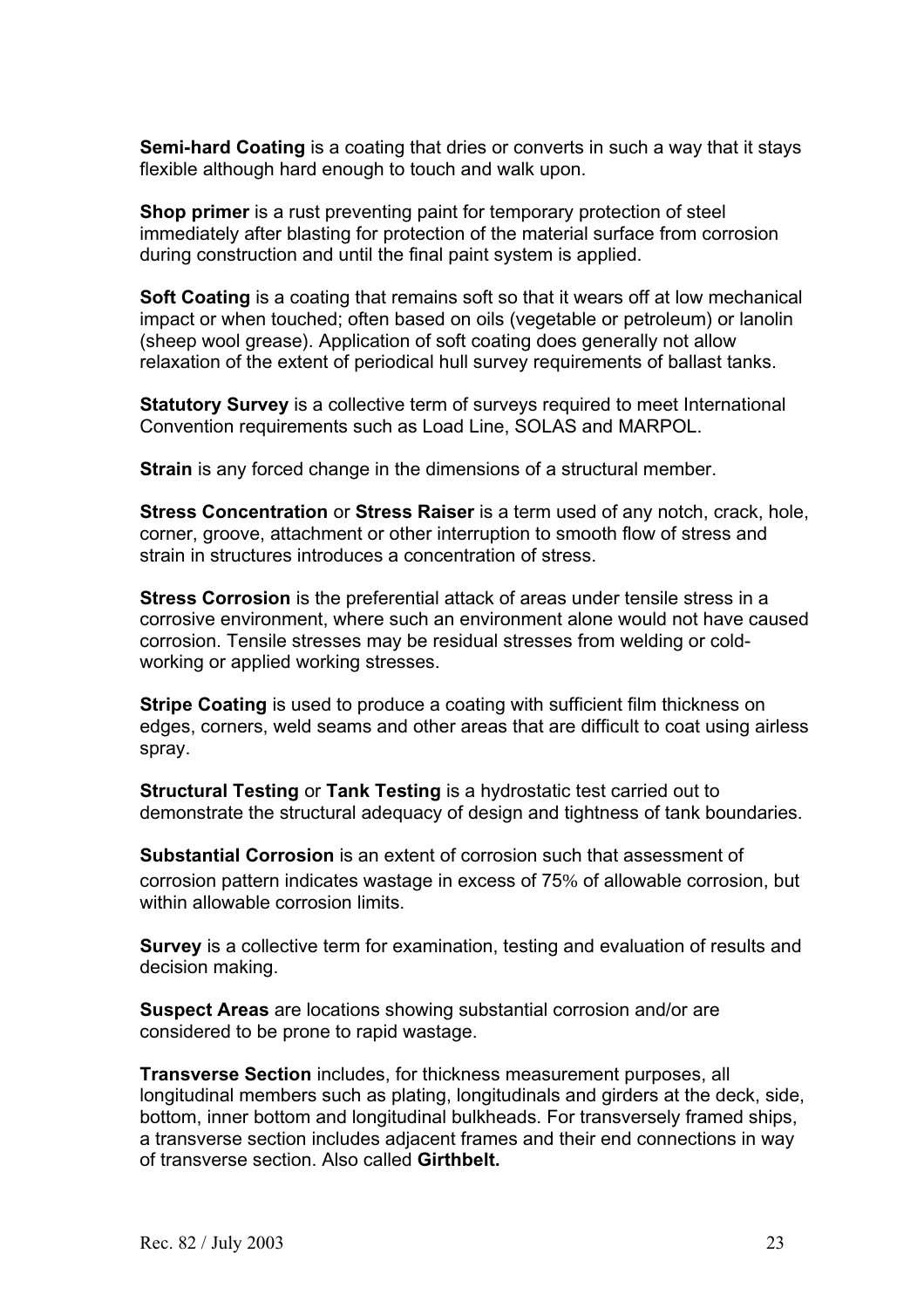**Semi-hard Coating** is a coating that dries or converts in such a way that it stays flexible although hard enough to touch and walk upon.

**Shop primer** is a rust preventing paint for temporary protection of steel immediately after blasting for protection of the material surface from corrosion during construction and until the final paint system is applied.

**Soft Coating** is a coating that remains soft so that it wears off at low mechanical impact or when touched; often based on oils (vegetable or petroleum) or lanolin (sheep wool grease). Application of soft coating does generally not allow relaxation of the extent of periodical hull survey requirements of ballast tanks.

**Statutory Survey** is a collective term of surveys required to meet International Convention requirements such as Load Line, SOLAS and MARPOL.

**Strain** is any forced change in the dimensions of a structural member.

**Stress Concentration** or **Stress Raiser** is a term used of any notch, crack, hole, corner, groove, attachment or other interruption to smooth flow of stress and strain in structures introduces a concentration of stress.

**Stress Corrosion** is the preferential attack of areas under tensile stress in a corrosive environment, where such an environment alone would not have caused corrosion. Tensile stresses may be residual stresses from welding or cold-working or applied working stresses.

**Stripe Coating** is used to produce a coating with sufficient film thickness on edges, corners, weld seams and other areas that are difficult to coat using airless spray.

**Structural Testing** or **Tank Testing** is a hydrostatic test carried out to demonstrate the structural adequacy of design and tightness of tank boundaries.

**Substantial Corrosion** is an extent of corrosion such that assessment of corrosion pattern indicates wastage in excess of 75% of allowable corrosion, but within allowable corrosion limits.

**Survey** is a collective term for examination, testing and evaluation of results and decision making.

**Suspect Areas** are locations showing substantial corrosion and/or are considered to be prone to rapid wastage.

**Transverse Section** includes, for thickness measurement purposes, all longitudinal members such as plating, longitudinals and girders at the deck, side, bottom, inner bottom and longitudinal bulkheads. For transversely framed ships, a transverse section includes adjacent frames and their end connections in way of transverse section. Also called **Girthbelt.**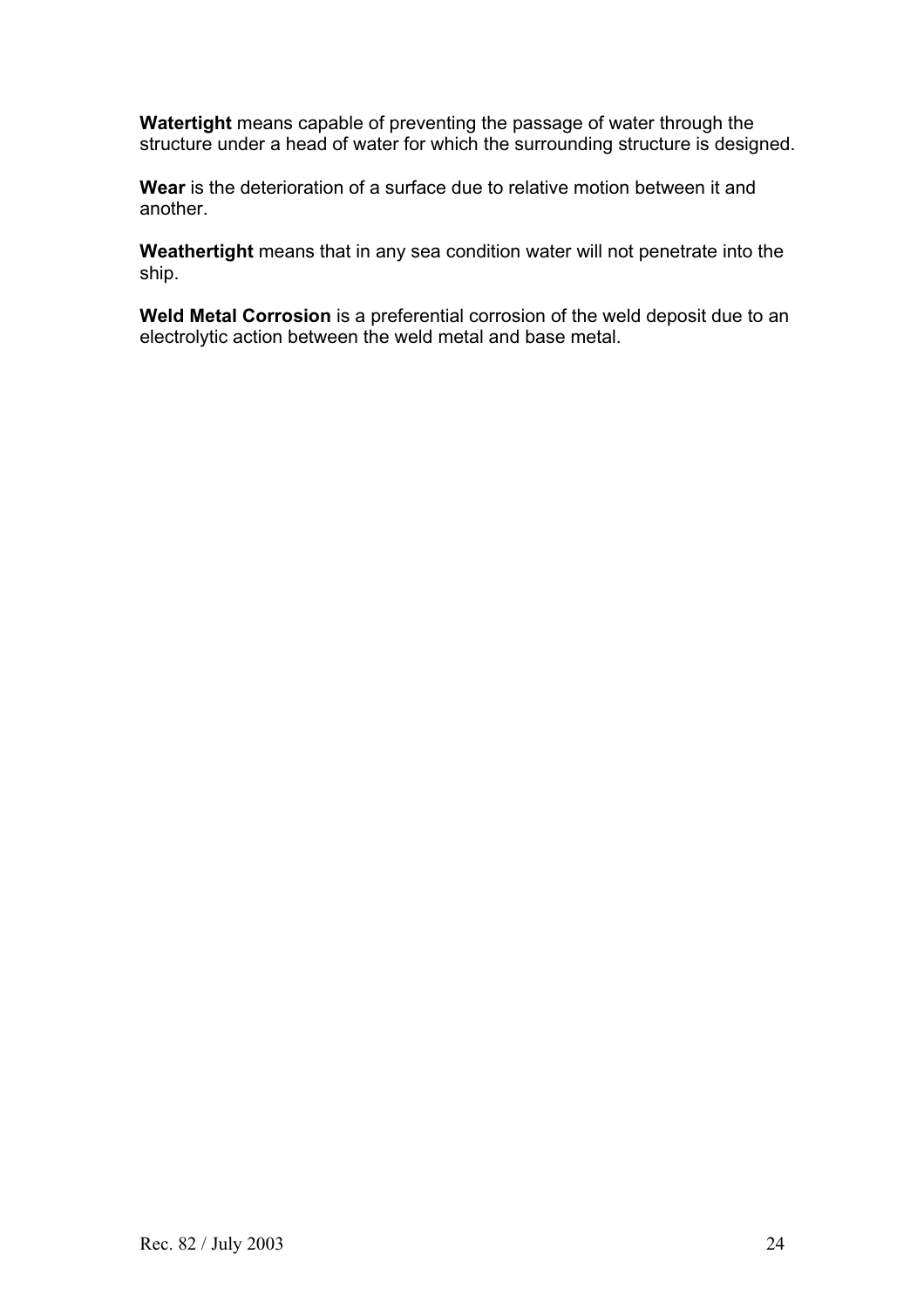**Watertight** means capable of preventing the passage of water through the structure under a head of water for which the surrounding structure is designed.

**Wear** is the deterioration of a surface due to relative motion between it and another.

**Weathertight** means that in any sea condition water will not penetrate into the ship.

**Weld Metal Corrosion** is a preferential corrosion of the weld deposit due to an electrolytic action between the weld metal and base metal.